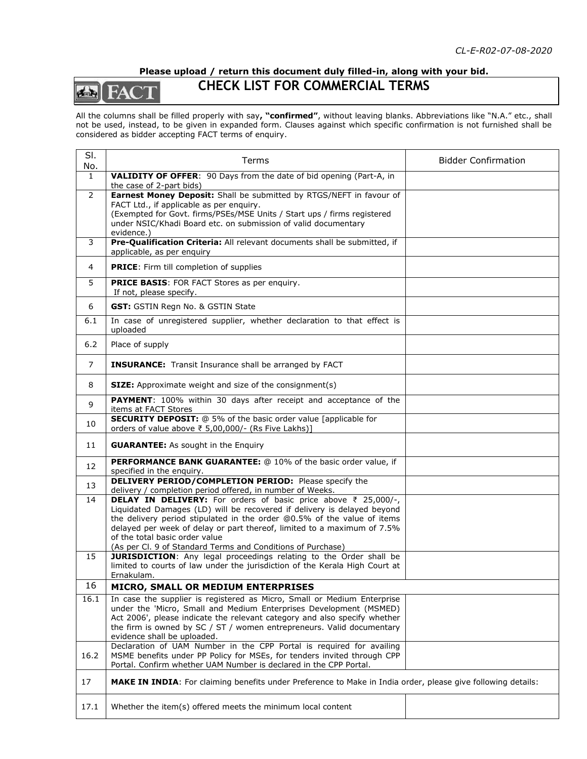CL-E-R02-07-08-2020

**Please upload / return this document duly filled-in, along with your bid.**

# CHECK LIST FOR COMMERCIAL TERMS

All the columns shall be filled properly with say**, "confirmed"**, without leaving blanks. Abbreviations like "N.A." etc., shall not be used, instead, to be given in expanded form. Clauses against which specific confirmation is not furnished shall be considered as bidder accepting FACT terms of enquiry.

| Sl. No. | Terms | Bidder Confirmation |
|---|---|---|
| 1 | **VALIDITY OF OFFER**: 90 Days from the date of bid opening (Part-A, in the case of 2-part bids) | |
| 2 | **Earnest Money Deposit:** Shall be submitted by RTGS/NEFT in favour of FACT Ltd., if applicable as per enquiry. (Exempted for Govt. firms/PSEs/MSE Units / Start ups / firms registered under NSIC/Khadi Board etc. on submission of valid documentary evidence.) | |
| 3 | **Pre-Qualification Criteria:** All relevant documents shall be submitted, if applicable, as per enquiry | |
| 4 | **PRICE**: Firm till completion of supplies | |
| 5 | **PRICE BASIS**: FOR FACT Stores as per enquiry. If not, please specify. | |
| 6 | **GST:** GSTIN Regn No. & GSTIN State | |
| 6.1 | In case of unregistered supplier, whether declaration to that effect is uploaded | |
| 6.2 | Place of supply | |
| 7 | **INSURANCE:** Transit Insurance shall be arranged by FACT | |
| 8 | **SIZE:** Approximate weight and size of the consignment(s) | |
| 9 | **PAYMENT**: 100% within 30 days after receipt and acceptance of the items at FACT Stores | |
| 10 | **SECURITY DEPOSIT:** @ 5% of the basic order value [applicable for orders of value above ₹ 5,00,000/- (Rs Five Lakhs)] | |
| 11 | **GUARANTEE:** As sought in the Enquiry | |
| 12 | **PERFORMANCE BANK GUARANTEE:** @ 10% of the basic order value, if specified in the enquiry. | |
| 13 | **DELIVERY PERIOD/COMPLETION PERIOD:** Please specify the delivery / completion period offered, in number of Weeks. | |
| 14 | **DELAY IN DELIVERY:** For orders of basic price above ₹ 25,000/-, Liquidated Damages (LD) will be recovered if delivery is delayed beyond the delivery period stipulated in the order @0.5% of the value of items delayed per week of delay or part thereof, limited to a maximum of 7.5% of the total basic order value (As per Cl. 9 of Standard Terms and Conditions of Purchase) | |
| 15 | **JURISDICTION**: Any legal proceedings relating to the Order shall be limited to courts of law under the jurisdiction of the Kerala High Court at Ernakulam. | |
| 16 | **MICRO, SMALL OR MEDIUM ENTERPRISES** | |
| 16.1 | In case the supplier is registered as Micro, Small or Medium Enterprise under the 'Micro, Small and Medium Enterprises Development (MSMED) Act 2006', please indicate the relevant category and also specify whether the firm is owned by SC / ST / women entrepreneurs. Valid documentary evidence shall be uploaded. | |
| 16.2 | Declaration of UAM Number in the CPP Portal is required for availing MSME benefits under PP Policy for MSEs, for tenders invited through CPP Portal. Confirm whether UAM Number is declared in the CPP Portal. | |
| 17 | **MAKE IN INDIA**: For claiming benefits under Preference to Make in India order, please give following details: | |
| 17.1 | Whether the item(s) offered meets the minimum local content | |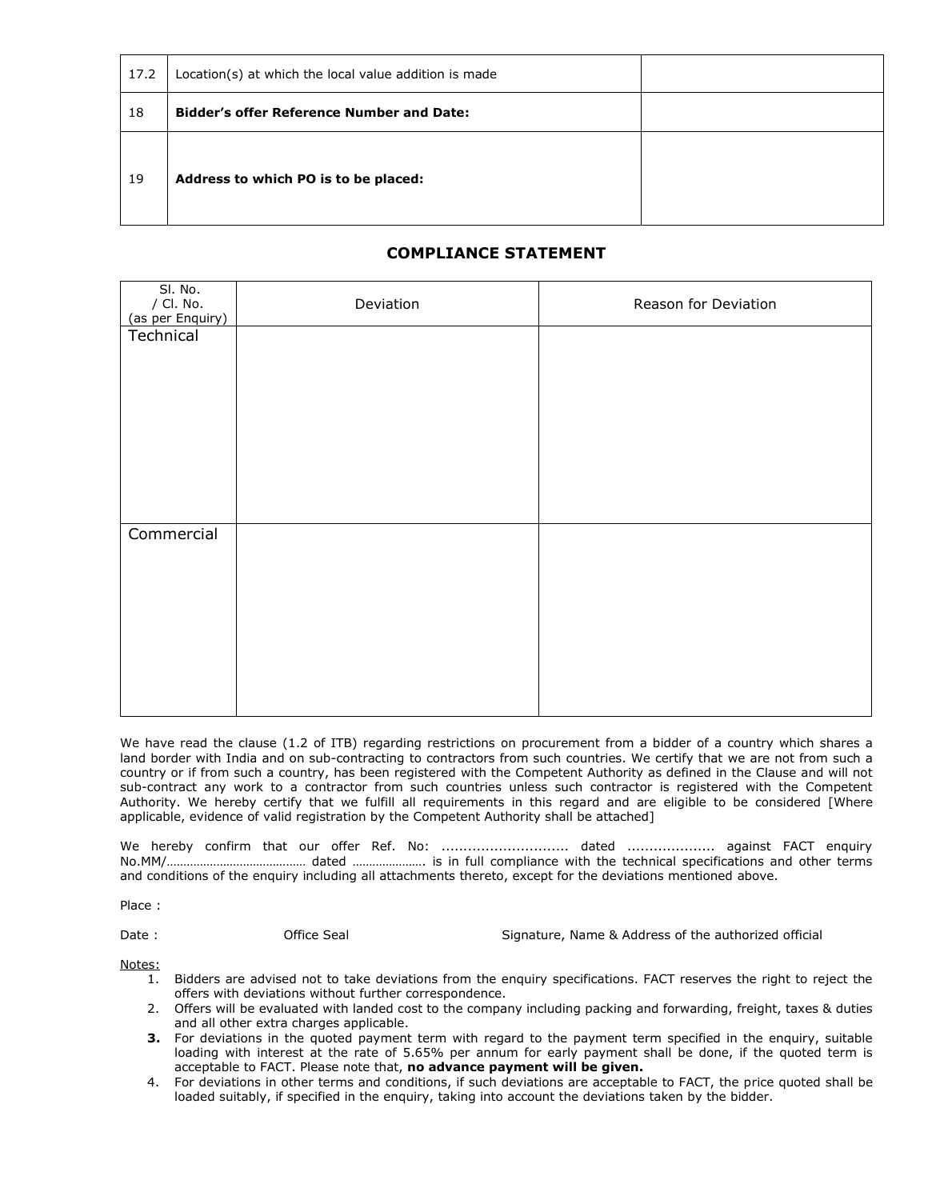| | | |
|---|---|---|
| 17.2 | Location(s) at which the local value addition is made | |
| 18 | **Bidder's offer Reference Number and Date:** | |
| 19 | **Address to which PO is to be placed:** | |

## COMPLIANCE STATEMENT

| Sl. No. / Cl. No. (as per Enquiry) | Deviation | Reason for Deviation |
|---|---|---|
| Technical | | |
| Commercial | | |

We have read the clause (1.2 of ITB) regarding restrictions on procurement from a bidder of a country which shares a land border with India and on sub-contracting to contractors from such countries. We certify that we are not from such a country or if from such a country, has been registered with the Competent Authority as defined in the Clause and will not sub-contract any work to a contractor from such countries unless such contractor is registered with the Competent Authority. We hereby certify that we fulfill all requirements in this regard and are eligible to be considered [Where applicable, evidence of valid registration by the Competent Authority shall be attached]

We hereby confirm that our offer Ref. No: ............................. dated .................... against FACT enquiry No.MM/…………………………………… dated …………………. is in full compliance with the technical specifications and other terms and conditions of the enquiry including all attachments thereto, except for the deviations mentioned above.

Place :

Date : Office Seal Signature, Name & Address of the authorized official

Notes:

1. Bidders are advised not to take deviations from the enquiry specifications. FACT reserves the right to reject the offers with deviations without further correspondence.
2. Offers will be evaluated with landed cost to the company including packing and forwarding, freight, taxes & duties and all other extra charges applicable.
3. For deviations in the quoted payment term with regard to the payment term specified in the enquiry, suitable loading with interest at the rate of 5.65% per annum for early payment shall be done, if the quoted term is acceptable to FACT. Please note that, **no advance payment will be given.**
4. For deviations in other terms and conditions, if such deviations are acceptable to FACT, the price quoted shall be loaded suitably, if specified in the enquiry, taking into account the deviations taken by the bidder.